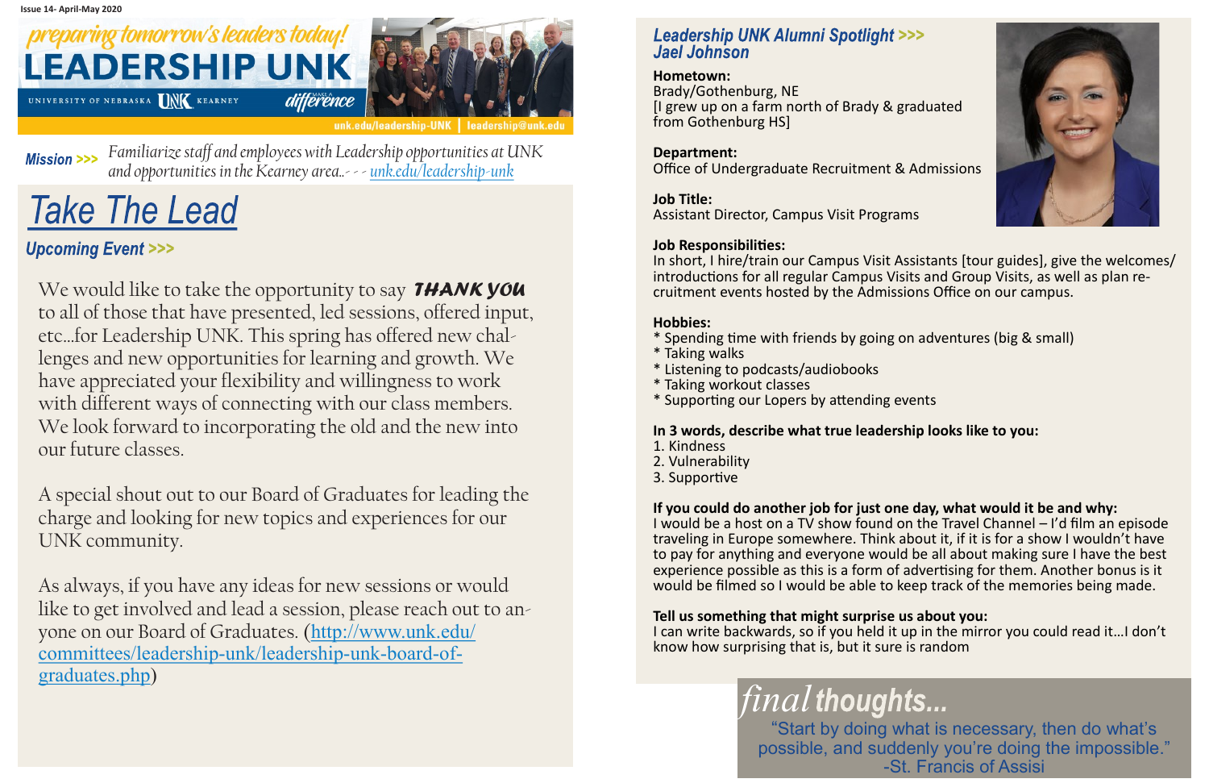Issue 14- April-May 2020

*preparing tomorrow's leaders today!*

# LEADERSHIP UNK

UNIVERSITY OF NEBRASKA UNK KEARNEY MAKE A *difference*

unk.edu/leadership-UNK | leadership@unk.edu

**Mission >>>** *Familiarize staff and employees with Leadership opportunities at UNK and opportunities in the Kearney area..- - - unk.edu/leadership-unk*

## Take The Lead

### Upcoming Event >>>

We would like to take the opportunity to say ***THANK YOU*** to all of those that have presented, led sessions, offered input, etc…for Leadership UNK. This spring has offered new challenges and new opportunities for learning and growth. We have appreciated your flexibility and willingness to work with different ways of connecting with our class members. We look forward to incorporating the old and the new into our future classes.

A special shout out to our Board of Graduates for leading the charge and looking for new topics and experiences for our UNK community.

As always, if you have any ideas for new sessions or would like to get involved and lead a session, please reach out to anyone on our Board of Graduates. (http://www.unk.edu/committees/leadership-unk/leadership-unk-board-of-graduates.php)

## Leadership UNK Alumni Spotlight >>> Jael Johnson

**Hometown:**
Brady/Gothenburg, NE
[I grew up on a farm north of Brady & graduated from Gothenburg HS]

**Department:**
Office of Undergraduate Recruitment & Admissions

**Job Title:**
Assistant Director, Campus Visit Programs

**Job Responsibilities:**
In short, I hire/train our Campus Visit Assistants [tour guides], give the welcomes/introductions for all regular Campus Visits and Group Visits, as well as plan recruitment events hosted by the Admissions Office on our campus.

**Hobbies:**
* Spending time with friends by going on adventures (big & small)
* Taking walks
* Listening to podcasts/audiobooks
* Taking workout classes
* Supporting our Lopers by attending events

**In 3 words, describe what true leadership looks like to you:**
1. Kindness
2. Vulnerability
3. Supportive

**If you could do another job for just one day, what would it be and why:**
I would be a host on a TV show found on the Travel Channel – I'd film an episode traveling in Europe somewhere. Think about it, if it is for a show I wouldn't have to pay for anything and everyone would be all about making sure I have the best experience possible as this is a form of advertising for them. Another bonus is it would be filmed so I would be able to keep track of the memories being made.

**Tell us something that might surprise us about you:**
I can write backwards, so if you held it up in the mirror you could read it…I don't know how surprising that is, but it sure is random

## *final* thoughts...

"Start by doing what is necessary, then do what's possible, and suddenly you're doing the impossible."
-St. Francis of Assisi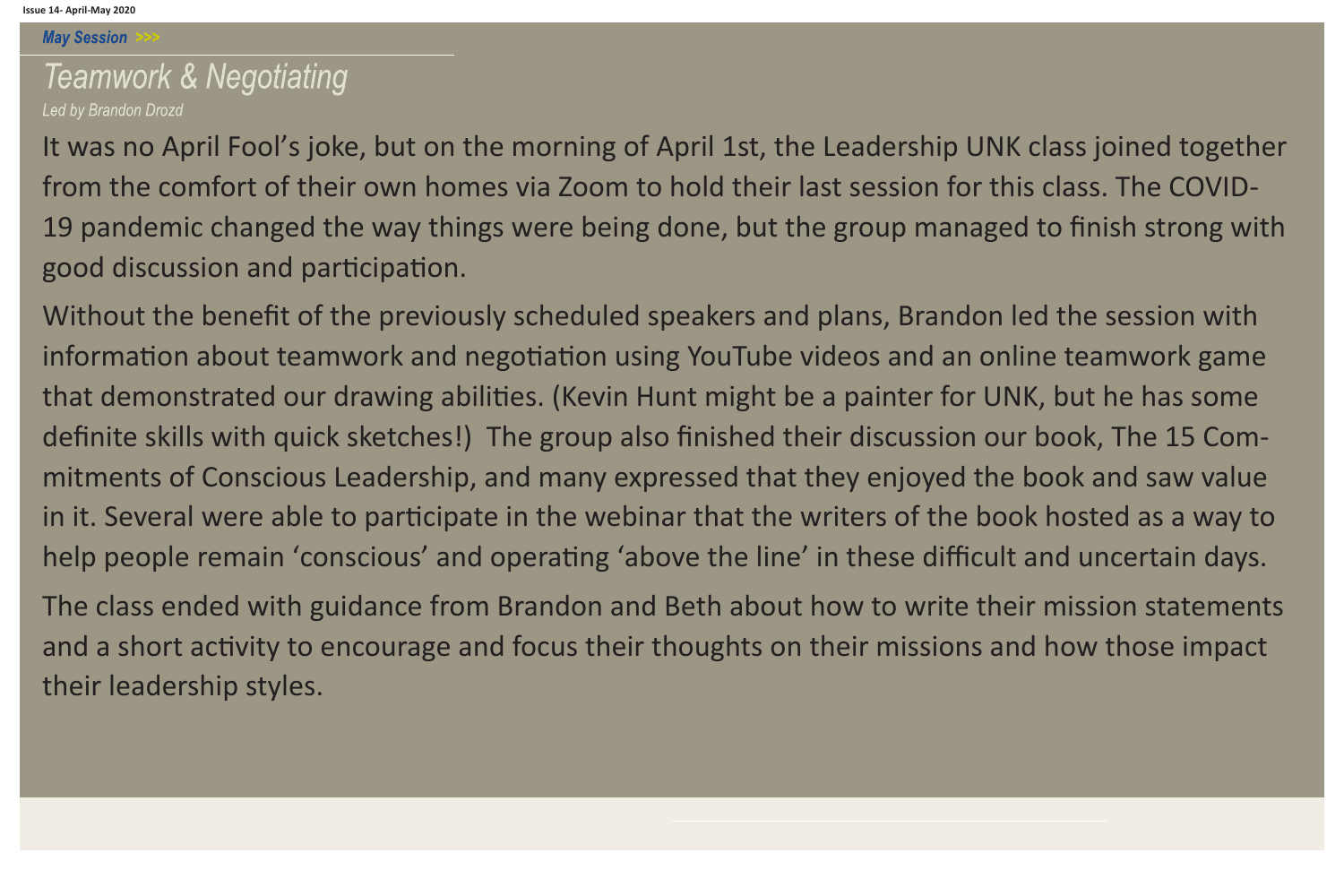*May Session >>>*

## *Teamwork & Negotiating*

*Led by Brandon Drozd*

It was no April Fool's joke, but on the morning of April 1st, the Leadership UNK class joined together from the comfort of their own homes via Zoom to hold their last session for this class. The COVID-19 pandemic changed the way things were being done, but the group managed to finish strong with good discussion and participation.

Without the benefit of the previously scheduled speakers and plans, Brandon led the session with information about teamwork and negotiation using YouTube videos and an online teamwork game that demonstrated our drawing abilities. (Kevin Hunt might be a painter for UNK, but he has some definite skills with quick sketches!) The group also finished their discussion our book, The 15 Commitments of Conscious Leadership, and many expressed that they enjoyed the book and saw value in it. Several were able to participate in the webinar that the writers of the book hosted as a way to help people remain 'conscious' and operating 'above the line' in these difficult and uncertain days.

The class ended with guidance from Brandon and Beth about how to write their mission statements and a short activity to encourage and focus their thoughts on their missions and how those impact their leadership styles.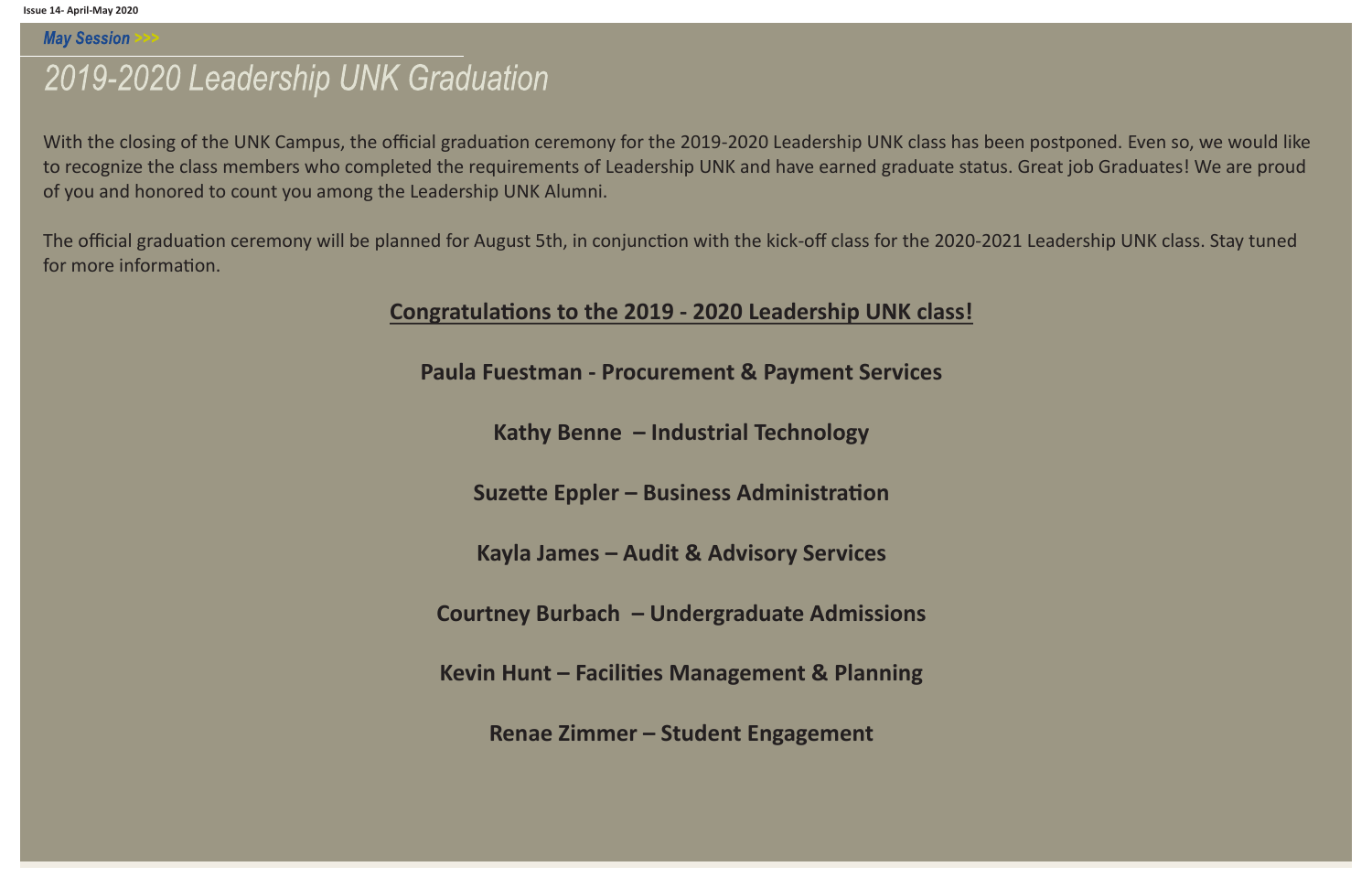*May Session >>>*

# 2019-2020 Leadership UNK Graduation

With the closing of the UNK Campus, the official graduation ceremony for the 2019-2020 Leadership UNK class has been postponed. Even so, we would like to recognize the class members who completed the requirements of Leadership UNK and have earned graduate status. Great job Graduates! We are proud of you and honored to count you among the Leadership UNK Alumni.

The official graduation ceremony will be planned for August 5th, in conjunction with the kick-off class for the 2020-2021 Leadership UNK class. Stay tuned for more information.

**Congratulations to the 2019 - 2020 Leadership UNK class!**

**Paula Fuestman - Procurement & Payment Services**

**Kathy Benne – Industrial Technology**

**Suzette Eppler – Business Administration**

**Kayla James – Audit & Advisory Services**

**Courtney Burbach – Undergraduate Admissions**

**Kevin Hunt – Facilities Management & Planning**

**Renae Zimmer – Student Engagement**